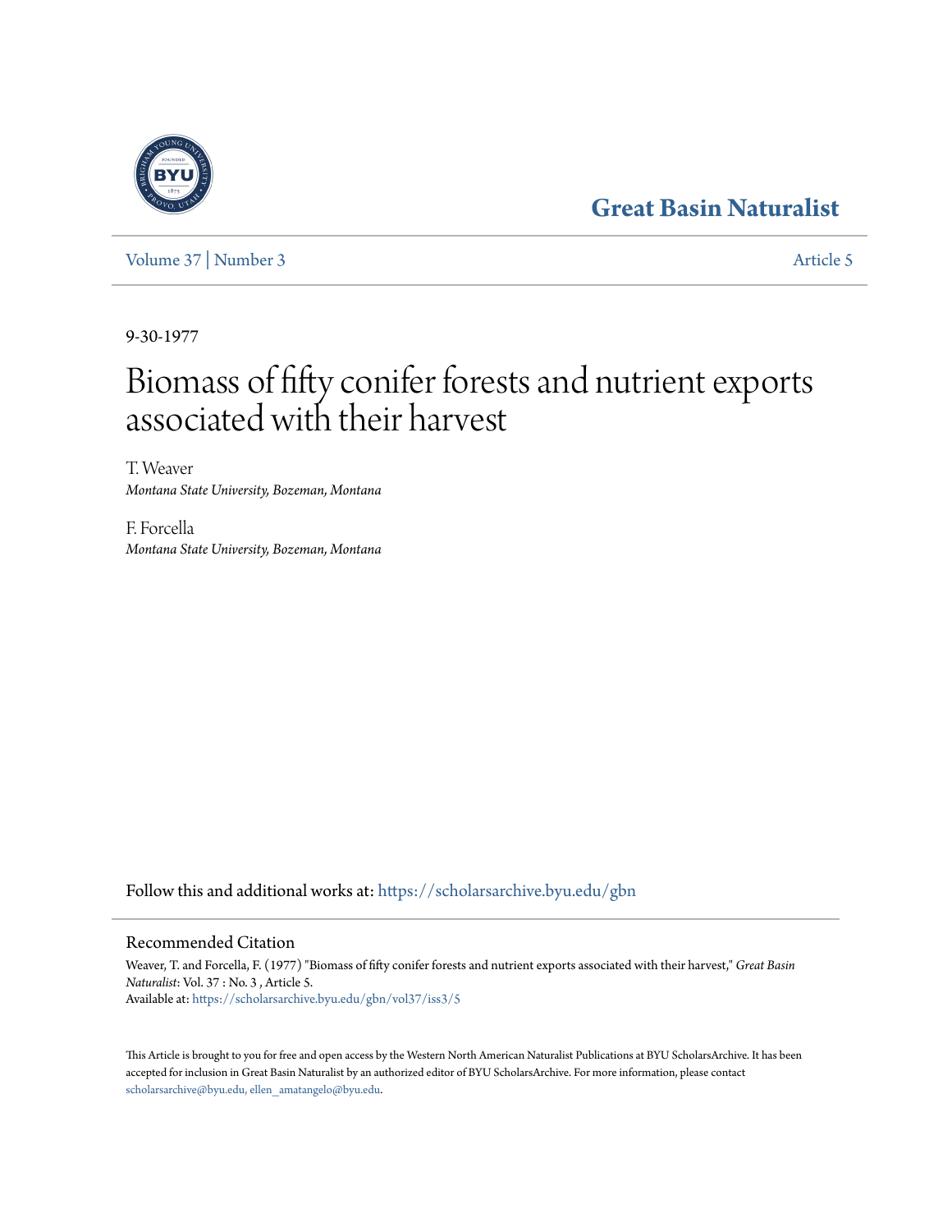Great Basin Naturalist

Volume 37 | Number 3 Article 5

9-30-1977

# Biomass of fifty conifer forests and nutrient exports associated with their harvest

T. Weaver
*Montana State University, Bozeman, Montana*

F. Forcella
*Montana State University, Bozeman, Montana*

Follow this and additional works at: https://scholarsarchive.byu.edu/gbn

## Recommended Citation

Weaver, T. and Forcella, F. (1977) "Biomass of fifty conifer forests and nutrient exports associated with their harvest," *Great Basin Naturalist*: Vol. 37 : No. 3 , Article 5.
Available at: https://scholarsarchive.byu.edu/gbn/vol37/iss3/5

This Article is brought to you for free and open access by the Western North American Naturalist Publications at BYU ScholarsArchive. It has been accepted for inclusion in Great Basin Naturalist by an authorized editor of BYU ScholarsArchive. For more information, please contact scholarsarchive@byu.edu, ellen_amatangelo@byu.edu.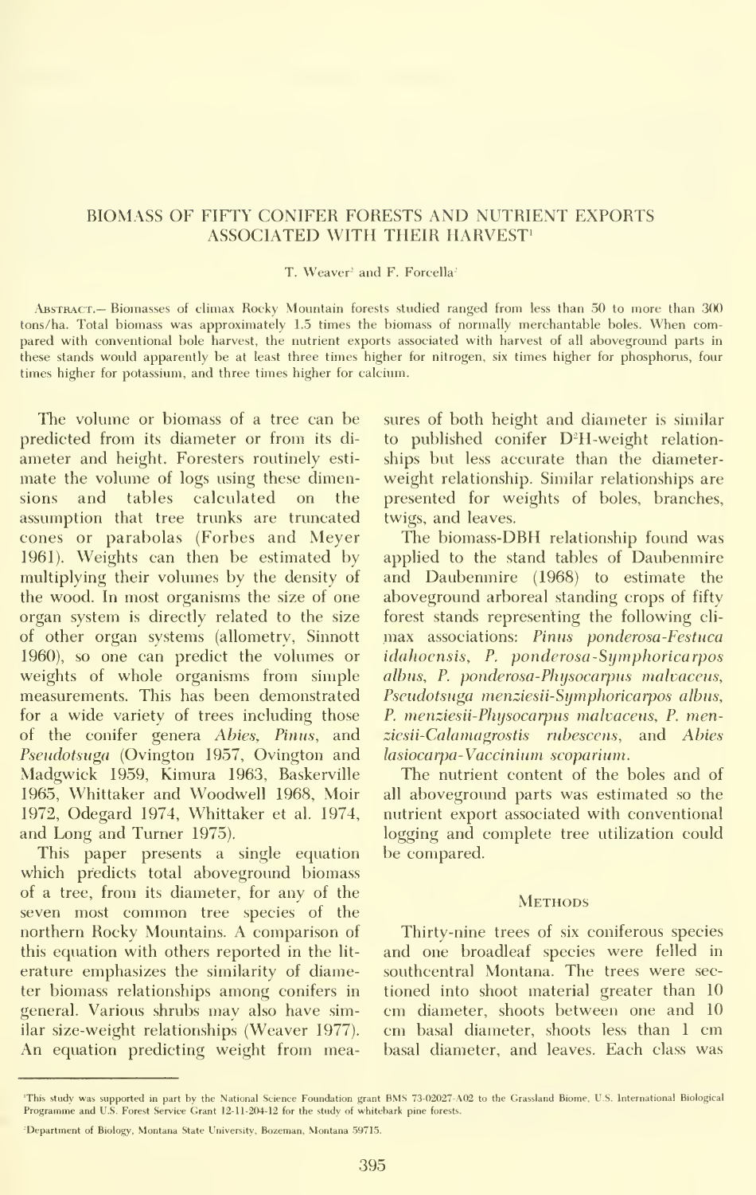# BIOMASS OF FIFTY CONIFER FORESTS AND NUTRIENT EXPORTS ASSOCIATED WITH THEIR HARVEST[1]

T. Weaver[2] and F. Forcella[2]

ABSTRACT.— Biomasses of climax Rocky Mountain forests studied ranged from less than 50 to more than 300 tons/ha. Total biomass was approximately 1.5 times the biomass of normally merchantable boles. When compared with conventional bole harvest, the nutrient exports associated with harvest of all aboveground parts in these stands would apparently be at least three times higher for nitrogen, six times higher for phosphorus, four times higher for potassium, and three times higher for calcium.

The volume or biomass of a tree can be predicted from its diameter or from its diameter and height. Foresters routinely estimate the volume of logs using these dimensions and tables calculated on the assumption that tree trunks are truncated cones or parabolas (Forbes and Meyer 1961). Weights can then be estimated by multiplying their volumes by the density of the wood. In most organisms the size of one organ system is directly related to the size of other organ systems (allometry, Sinnott 1960), so one can predict the volumes or weights of whole organisms from simple measurements. This has been demonstrated for a wide variety of trees including those of the conifer genera *Abies*, *Pinus*, and *Pseudotsuga* (Ovington 1957, Ovington and Madgwick 1959, Kimura 1963, Baskerville 1965, Whittaker and Woodwell 1968, Moir 1972, Odegard 1974, Whittaker et al. 1974, and Long and Turner 1975).

This paper presents a single equation which predicts total aboveground biomass of a tree, from its diameter, for any of the seven most common tree species of the northern Rocky Mountains. A comparison of this equation with others reported in the literature emphasizes the similarity of diameter biomass relationships among conifers in general. Various shrubs may also have similar size-weight relationships (Weaver 1977). An equation predicting weight from measures of both height and diameter is similar to published conifer $D^2H$-weight relationships but less accurate than the diameter-weight relationship. Similar relationships are presented for weights of boles, branches, twigs, and leaves.

The biomass-DBH relationship found was applied to the stand tables of Daubenmire and Daubenmire (1968) to estimate the aboveground arboreal standing crops of fifty forest stands representing the following climax associations: *Pinus ponderosa-Festuca idahoensis*, *P. ponderosa-Symphoricarpos albus*, *P. ponderosa-Physocarpus malvaceus*, *Pseudotsuga menziesii-Symphoricarpos albus*, *P. menziesii-Physocarpus malvaceus*, *P. menziesii-Calamagrostis rubescens*, and *Abies lasiocarpa-Vaccinium scoparium*.

The nutrient content of the boles and of all aboveground parts was estimated so the nutrient export associated with conventional logging and complete tree utilization could be compared.

## METHODS

Thirty-nine trees of six coniferous species and one broadleaf species were felled in southcentral Montana. The trees were sectioned into shoot material greater than 10 cm diameter, shoots between one and 10 cm basal diameter, shoots less than 1 cm basal diameter, and leaves. Each class was

---

[1]This study was supported in part by the National Science Foundation grant BMS 73-02027-A02 to the Grassland Biome, U.S. International Biological Programme and U.S. Forest Service Grant 12-11-204-12 for the study of whitebark pine forests.

[2]Department of Biology, Montana State University, Bozeman, Montana 59715.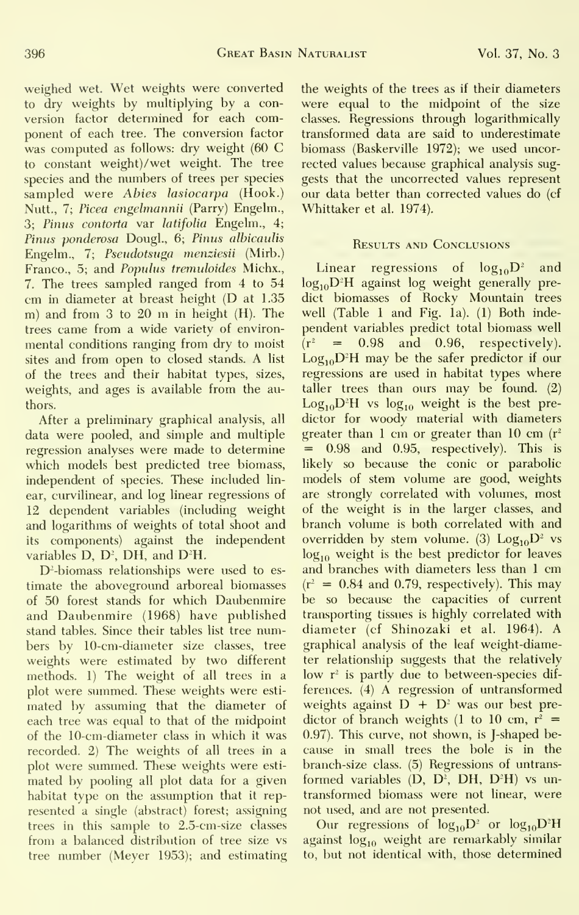weighed wet. Wet weights were converted to dry weights by multiplying by a conversion factor determined for each component of each tree. The conversion factor was computed as follows: dry weight (60 C to constant weight)/wet weight. The tree species and the numbers of trees per species sampled were *Abies lasiocarpa* (Hook.) Nutt., 7; *Picea engelmannii* (Parry) Engelm., 3; *Pinus contorta* var *latifolia* Engelm., 4; *Pinus ponderosa* Dougl., 6; *Pinus albicaulis* Engelm., 7; *Pseudotsuga menziesii* (Mirb.) Franco., 5; and *Populus tremuloides* Michx., 7. The trees sampled ranged from 4 to 54 cm in diameter at breast height (D at 1.35 m) and from 3 to 20 m in height (H). The trees came from a wide variety of environmental conditions ranging from dry to moist sites and from open to closed stands. A list of the trees and their habitat types, sizes, weights, and ages is available from the authors.

After a preliminary graphical analysis, all data were pooled, and simple and multiple regression analyses were made to determine which models best predicted tree biomass, independent of species. These included linear, curvilinear, and log linear regressions of 12 dependent variables (including weight and logarithms of weights of total shoot and its components) against the independent variables D, $D^2$, DH, and $D^2H$.

$D^2$-biomass relationships were used to estimate the aboveground arboreal biomasses of 50 forest stands for which Daubenmire and Daubenmire (1968) have published stand tables. Since their tables list tree numbers by 10-cm-diameter size classes, tree weights were estimated by two different methods. 1) The weight of all trees in a plot were summed. These weights were estimated by assuming that the diameter of each tree was equal to that of the midpoint of the 10-cm-diameter class in which it was recorded. 2) The weights of all trees in a plot were summed. These weights were estimated by pooling all plot data for a given habitat type on the assumption that it represented a single (abstract) forest; assigning trees in this sample to 2.5-cm-size classes from a balanced distribution of tree size vs tree number (Meyer 1953); and estimating the weights of the trees as if their diameters were equal to the midpoint of the size classes. Regressions through logarithmically transformed data are said to underestimate biomass (Baskerville 1972); we used uncorrected values because graphical analysis suggests that the uncorrected values represent our data better than corrected values do (cf Whittaker et al. 1974).

## Results and Conclusions

Linear regressions of $\log_{10}D^2$ and $\log_{10}D^2H$ against log weight generally predict biomasses of Rocky Mountain trees well (Table 1 and Fig. 1a). (1) Both independent variables predict total biomass well ($r^2 = 0.98$ and 0.96, respectively). $\log_{10}D^2H$ may be the safer predictor if our regressions are used in habitat types where taller trees than ours may be found. (2) $\log_{10}D^2H$ vs $\log_{10}$ weight is the best predictor for woody material with diameters greater than 1 cm or greater than 10 cm ($r^2 = 0.98$ and 0.95, respectively). This is likely so because the conic or parabolic models of stem volume are good, weights are strongly correlated with volumes, most of the weight is in the larger classes, and branch volume is both correlated with and overridden by stem volume. (3) $\log_{10}D^2$ vs $\log_{10}$ weight is the best predictor for leaves and branches with diameters less than 1 cm ($r^2 = 0.84$ and 0.79, respectively). This may be so because the capacities of current transporting tissues is highly correlated with diameter (cf Shinozaki et al. 1964). A graphical analysis of the leaf weight-diameter relationship suggests that the relatively low $r^2$ is partly due to between-species differences. (4) A regression of untransformed weights against $D + D^2$ was our best predictor of branch weights (1 to 10 cm, $r^2 = 0.97$). This curve, not shown, is J-shaped because in small trees the bole is in the branch-size class. (5) Regressions of untransformed variables (D, $D^2$, DH, $D^2H$) vs untransformed biomass were not linear, were not used, and are not presented.

Our regressions of $\log_{10}D^2$ or $\log_{10}D^2H$ against $\log_{10}$ weight are remarkably similar to, but not identical with, those determined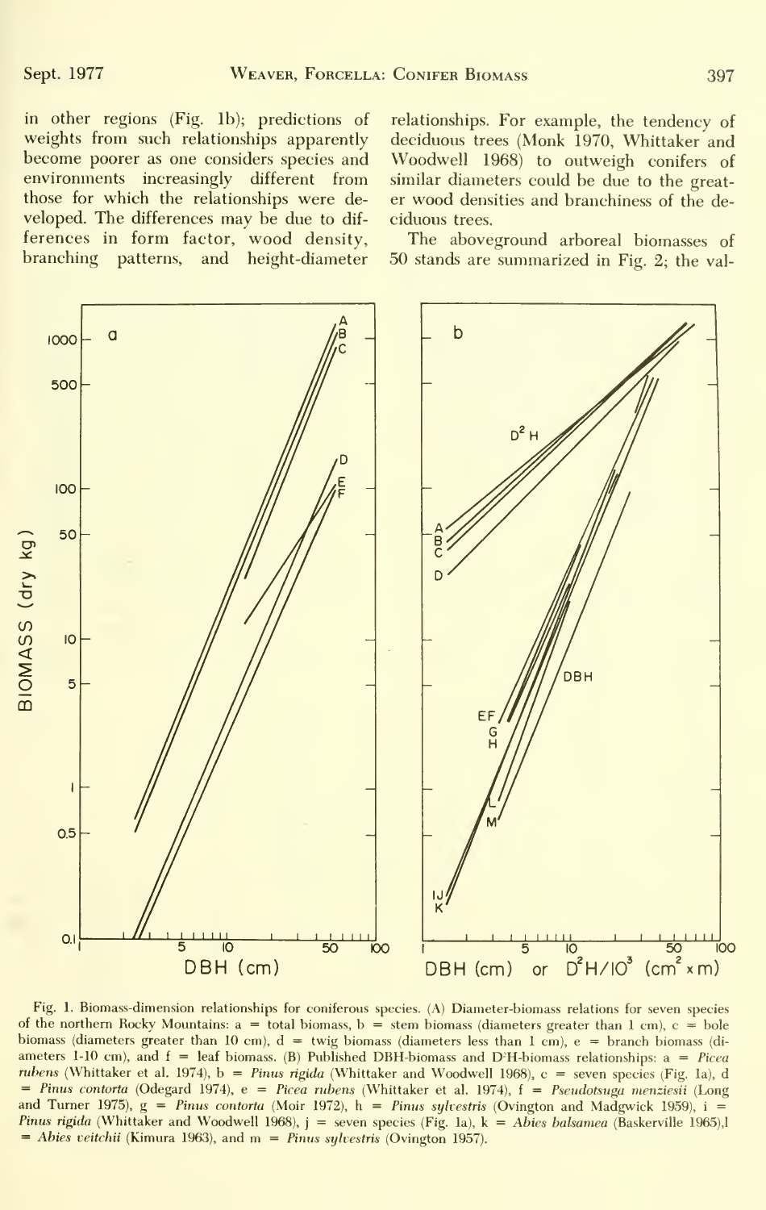in other regions (Fig. 1b); predictions of weights from such relationships apparently become poorer as one considers species and environments increasingly different from those for which the relationships were developed. The differences may be due to differences in form factor, wood density, branching patterns, and height-diameter relationships. For example, the tendency of deciduous trees (Monk 1970, Whittaker and Woodwell 1968) to outweigh conifers of similar diameters could be due to the greater wood densities and branchiness of the deciduous trees.

The aboveground arboreal biomasses of 50 stands are summarized in Fig. 2; the val-

Fig. 1. Biomass-dimension relationships for coniferous species. (A) Diameter-biomass relations for seven species of the northern Rocky Mountains: a = total biomass, b = stem biomass (diameters greater than 1 cm), c = bole biomass (diameters greater than 10 cm), d = twig biomass (diameters less than 1 cm), e = branch biomass (diameters 1-10 cm), and f = leaf biomass. (B) Published DBH-biomass and $D^2H$-biomass relationships: a = *Picea rubens* (Whittaker et al. 1974), b = *Pinus rigida* (Whittaker and Woodwell 1968), c = seven species (Fig. 1a), d = *Pinus contorta* (Odegard 1974), e = *Picea rubens* (Whittaker et al. 1974), f = *Pseudotsuga menziesii* (Long and Turner 1975), g = *Pinus contorta* (Moir 1972), h = *Pinus sylvestris* (Ovington and Madgwick 1959), i = *Pinus rigida* (Whittaker and Woodwell 1968), j = seven species (Fig. 1a), k = *Abies balsamea* (Baskerville 1965), l = *Abies veitchii* (Kimura 1963), and m = *Pinus sylvestris* (Ovington 1957).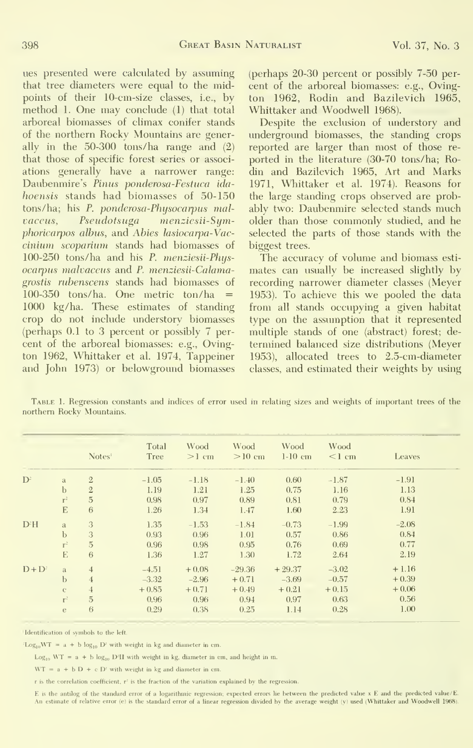ues presented were calculated by assuming that tree diameters were equal to the midpoints of their 10-cm-size classes, i.e., by method 1. One may conclude (1) that total arboreal biomasses of climax conifer stands of the northern Rocky Mountains are generally in the 50-300 tons/ha range and (2) that those of specific forest series or associations generally have a narrower range: Daubenmire's *Pinus ponderosa-Festuca idahoensis* stands had biomasses of 50-150 tons/ha; his *P. ponderosa-Physocarpus malvaceus*, *Pseudotsuga menziesii-Symphoricarpos albus*, and *Abies lasiocarpa-Vaccinium scoparium* stands had biomasses of 100-250 tons/ha and his *P. menziesii-Physocarpus malvaceus* and *P. menziesii-Calamagrostis rubenscens* stands had biomasses of 100-350 tons/ha. One metric ton/ha = 1000 kg/ha. These estimates of standing crop do not include understory biomasses (perhaps 0.1 to 3 percent or possibly 7 percent of the arboreal biomasses: e.g., Ovington 1962, Whittaker et al. 1974, Tappeiner and John 1973) or belowground biomasses (perhaps 20-30 percent or possibly 7-50 percent of the arboreal biomasses: e.g., Ovington 1962, Rodin and Bazilevich 1965, Whittaker and Woodwell 1968).

Despite the exclusion of understory and underground biomasses, the standing crops reported are larger than most of those reported in the literature (30-70 tons/ha; Rodin and Bazilevich 1965, Art and Marks 1971, Whittaker et al. 1974). Reasons for the large standing crops observed are probably two: Daubenmire selected stands much older than those commonly studied, and he selected the parts of those stands with the biggest trees.

The accuracy of volume and biomass estimates can usually be increased slightly by recording narrower diameter classes (Meyer 1953). To achieve this we pooled the data from all stands occupying a given habitat type on the assumption that it represented multiple stands of one (abstract) forest; determined balanced size distributions (Meyer 1953), allocated trees to 2.5-cm-diameter classes, and estimated their weights by using

Table 1. Regression constants and indices of error used in relating sizes and weights of important trees of the northern Rocky Mountains.

| | | Notes[1] | Total Tree | Wood >1 cm | Wood >10 cm | Wood 1-10 cm | Wood <1 cm | Leaves |
|---|---|---|---|---|---|---|---|---|
| $D^2$ | a | 2 | −1.05 | −1.18 | −1.40 | 0.60 | −1.87 | −1.91 |
| | b | 2 | 1.19 | 1.21 | 1.25 | 0.75 | 1.16 | 1.13 |
| | $r^2$ | 5 | 0.98 | 0.97 | 0.89 | 0.81 | 0.79 | 0.84 |
| | E | 6 | 1.26 | 1.34 | 1.47 | 1.60 | 2.23 | 1.91 |
| $D^2H$ | a | 3 | 1.35 | −1.53 | −1.84 | −0.73 | −1.99 | −2.08 |
| | b | 3 | 0.93 | 0.96 | 1.01 | 0.57 | 0.86 | 0.84 |
| | $r^2$ | 5 | 0.96 | 0.98 | 0.95 | 0.76 | 0.69 | 0.77 |
| | E | 6 | 1.36 | 1.27 | 1.30 | 1.72 | 2.64 | 2.19 |
| $D+D^2$ | a | 4 | −4.51 | +0.08 | −29.36 | +29.37 | −3.02 | +1.16 |
| | b | 4 | −3.32 | −2.96 | +0.71 | −3.69 | −0.57 | +0.39 |
| | c | 4 | +0.85 | +0.71 | +0.49 | +0.21 | +0.15 | +0.06 |
| | $r^2$ | 5 | 0.96 | 0.96 | 0.94 | 0.97 | 0.63 | 0.56 |
| | e | 6 | 0.29 | 0.38 | 0.25 | 1.14 | 0.28 | 1.00 |

[1]Identification of symbols to the left.

[2]$\text{Log}_{10}\text{WT} = a + b \log_{10} D^2$ with weight in kg and diameter in cm.

$\text{Log}_{10}\ \text{WT} = a + b \log_{10} D^2H$ with weight in kg, diameter in cm, and height in m.

$\text{WT} = a + b\ D + c\ D^2$ with weight in kg and diameter in cm.

r is the correlation coefficient, $r^2$ is the fraction of the variation explained by the regression.

E is the antilog of the standard error of a logarithmic regression; expected errors lie between the predicted value x E and the predicted value/E. An estimate of relative error (e) is the standard error of a linear regression divided by the average weight (y) used (Whittaker and Woodwell 1968).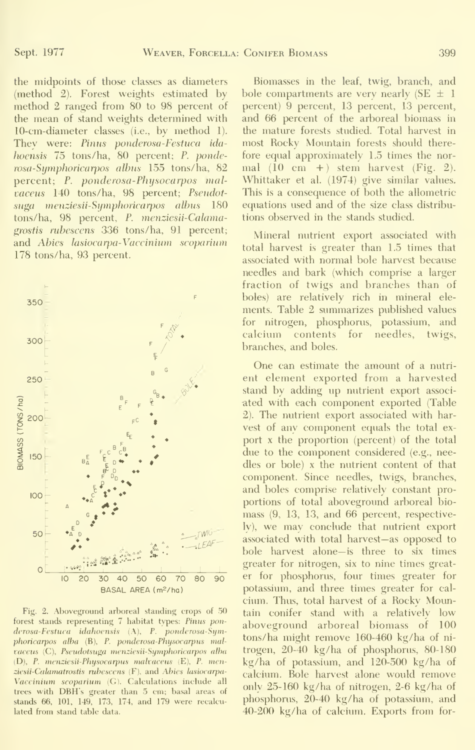the midpoints of those classes as diameters (method 2). Forest weights estimated by method 2 ranged from 80 to 98 percent of the mean of stand weights determined with 10-cm-diameter classes (i.e., by method 1). They were: *Pinus ponderosa-Festuca idahoensis* 75 tons/ha, 80 percent; *P. ponderosa-Symphoricarpos albus* 155 tons/ha, 82 percent; *P. ponderosa-Physocarpus malvaceus* 140 tons/ha, 98 percent; *Pseudotsuga menziesii-Symphoricarpos albus* 180 tons/ha, 98 percent, *P. menziesii-Calamagrostis rubescens* 336 tons/ha, 91 percent; and *Abies lasiocarpa-Vaccinium scoparium* 178 tons/ha, 93 percent.

Fig. 2. Aboveground arboreal standing crops of 50 forest stands representing 7 habitat types: *Pinus ponderosa-Festuca idahoensis* (A), *P. ponderosa-Symphoricarpus alba* (B), *P. ponderosa-Physocarpus malvaceus* (C), *Pseudotsuga menziesii-Symphoricarpus alba* (D), *P. menziesii-Physocarpus malvaceus* (E), *P. menziesii-Calamatrostis rubescens* (F), and *Abies lasiocarpa-Vaccinium scoparium* (G). Calculations include all trees with DBH's greater than 5 cm; basal areas of stands 66, 101, 149, 173, 174, and 179 were recalculated from stand table data.

Biomasses in the leaf, twig, branch, and bole compartments are very nearly (SE ± 1 percent) 9 percent, 13 percent, 13 percent, and 66 percent of the arboreal biomass in the mature forests studied. Total harvest in most Rocky Mountain forests should therefore equal approximately 1.5 times the normal (10 cm +) stem harvest (Fig. 2). Whittaker et al. (1974) give similar values. This is a consequence of both the allometric equations used and of the size class distributions observed in the stands studied.

Mineral nutrient export associated with total harvest is greater than 1.5 times that associated with normal bole harvest because needles and bark (which comprise a larger fraction of twigs and branches than of boles) are relatively rich in mineral elements. Table 2 summarizes published values for nitrogen, phosphorus, potassium, and calcium contents for needles, twigs, branches, and boles.

One can estimate the amount of a nutrient element exported from a harvested stand by adding up nutrient export associated with each component exported (Table 2). The nutrient export associated with harvest of any component equals the total export x the proportion (percent) of the total due to the component considered (e.g., needles or bole) x the nutrient content of that component. Since needles, twigs, branches, and boles comprise relatively constant proportions of total aboveground arboreal biomass (9, 13, 13, and 66 percent, respectively), we may conclude that nutrient export associated with total harvest—as opposed to bole harvest alone—is three to six times greater for nitrogen, six to nine times greater for phosphorus, four times greater for potassium, and three times greater for calcium. Thus, total harvest of a Rocky Mountain conifer stand with a relatively low aboveground arboreal biomass of 100 tons/ha might remove 160-460 kg/ha of nitrogen, 20-40 kg/ha of phosphorus, 80-180 kg/ha of potassium, and 120-500 kg/ha of calcium. Bole harvest alone would remove only 25-160 kg/ha of nitrogen, 2-6 kg/ha of phosphorus, 20-40 kg/ha of potassium, and 40-200 kg/ha of calcium. Exports from for-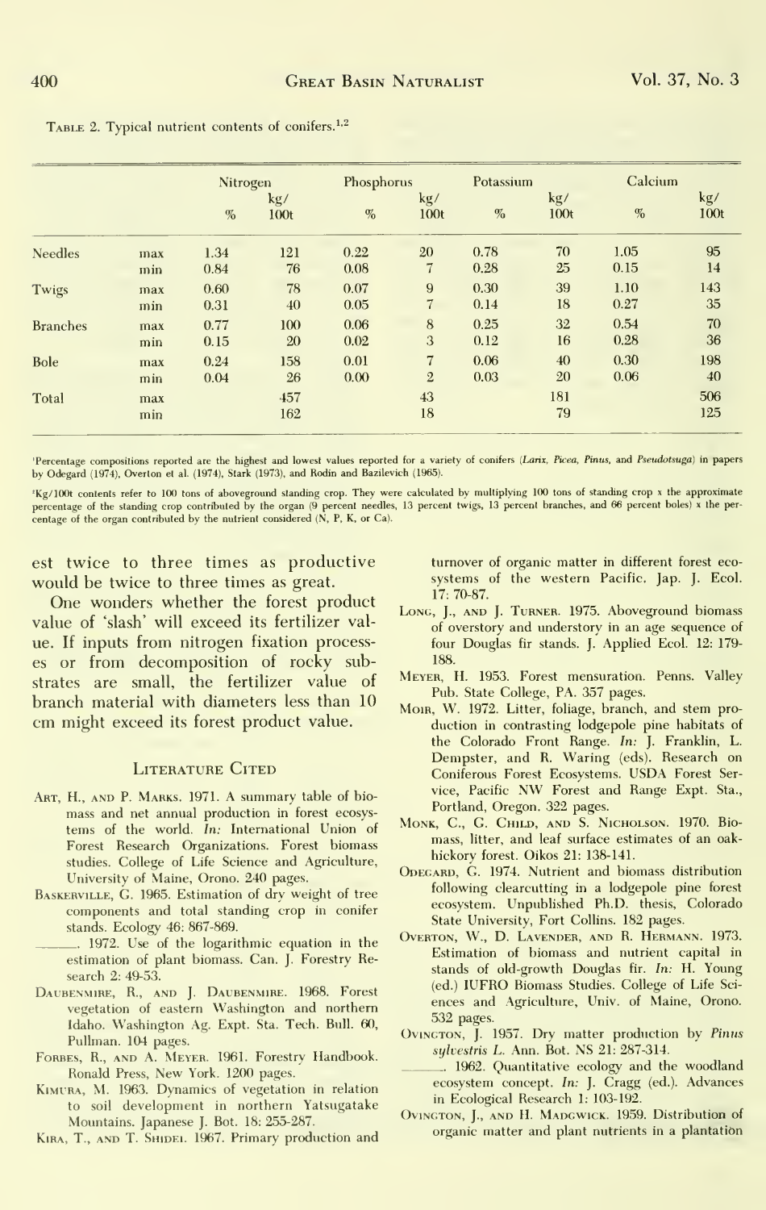TABLE 2. Typical nutrient contents of conifers.[1,2]

| | | Nitrogen | | Phosphorus | | Potassium | | Calcium | |
|---|---|---|---|---|---|---|---|---|---|
| | | % | kg/ 100t | % | kg/ 100t | % | kg/ 100t | % | kg/ 100t |
| Needles | max | 1.34 | 121 | 0.22 | 20 | 0.78 | 70 | 1.05 | 95 |
| | min | 0.84 | 76 | 0.08 | 7 | 0.28 | 25 | 0.15 | 14 |
| Twigs | max | 0.60 | 78 | 0.07 | 9 | 0.30 | 39 | 1.10 | 143 |
| | min | 0.31 | 40 | 0.05 | 7 | 0.14 | 18 | 0.27 | 35 |
| Branches | max | 0.77 | 100 | 0.06 | 8 | 0.25 | 32 | 0.54 | 70 |
| | min | 0.15 | 20 | 0.02 | 3 | 0.12 | 16 | 0.28 | 36 |
| Bole | max | 0.24 | 158 | 0.01 | 7 | 0.06 | 40 | 0.30 | 198 |
| | min | 0.04 | 26 | 0.00 | 2 | 0.03 | 20 | 0.06 | 40 |
| Total | max | | 457 | | 43 | | 181 | | 506 |
| | min | | 162 | | 18 | | 79 | | 125 |

[1]Percentage compositions reported are the highest and lowest values reported for a variety of conifers (*Larix*, *Picea*, *Pinus*, and *Pseudotsuga*) in papers by Odegard (1974), Overton et al. (1974), Stark (1973), and Rodin and Bazilevich (1965).

[2]Kg/100t contents refer to 100 tons of aboveground standing crop. They were calculated by multiplying 100 tons of standing crop x the approximate percentage of the standing crop contributed by the organ (9 percent needles, 13 percent twigs, 13 percent branches, and 66 percent boles) x the percentage of the organ contributed by the nutrient considered (N, P, K, or Ca).

est twice to three times as productive would be twice to three times as great.

One wonders whether the forest product value of 'slash' will exceed its fertilizer value. If inputs from nitrogen fixation processes or from decomposition of rocky substrates are small, the fertilizer value of branch material with diameters less than 10 cm might exceed its forest product value.

## Literature Cited

ART, H., AND P. MARKS. 1971. A summary table of biomass and net annual production in forest ecosystems of the world. *In:* International Union of Forest Research Organizations. Forest biomass studies. College of Life Science and Agriculture, University of Maine, Orono. 240 pages.

BASKERVILLE, G. 1965. Estimation of dry weight of tree components and total standing crop in conifer stands. Ecology 46: 867-869.

\_\_\_\_\_\_. 1972. Use of the logarithmic equation in the estimation of plant biomass. Can. J. Forestry Research 2: 49-53.

DAUBENMIRE, R., AND J. DAUBENMIRE. 1968. Forest vegetation of eastern Washington and northern Idaho. Washington Ag. Expt. Sta. Tech. Bull. 60, Pullman. 104 pages.

FORBES, R., AND A. MEYER. 1961. Forestry Handbook. Ronald Press, New York. 1200 pages.

KIMURA, M. 1963. Dynamics of vegetation in relation to soil development in northern Yatsugatake Mountains. Japanese J. Bot. 18: 255-287.

KIRA, T., AND T. SHIDEI. 1967. Primary production and turnover of organic matter in different forest ecosystems of the western Pacific. Jap. J. Ecol. 17: 70-87.

LONG, J., AND J. TURNER. 1975. Aboveground biomass of overstory and understory in an age sequence of four Douglas fir stands. J. Applied Ecol. 12: 179-188.

MEYER, H. 1953. Forest mensuration. Penns. Valley Pub. State College, PA. 357 pages.

MOIR, W. 1972. Litter, foliage, branch, and stem production in contrasting lodgepole pine habitats of the Colorado Front Range. *In:* J. Franklin, L. Dempster, and R. Waring (eds). Research on Coniferous Forest Ecosystems. USDA Forest Service, Pacific NW Forest and Range Expt. Sta., Portland, Oregon. 322 pages.

MONK, C., G. CHILD, AND S. NICHOLSON. 1970. Biomass, litter, and leaf surface estimates of an oak-hickory forest. Oikos 21: 138-141.

ODEGARD, G. 1974. Nutrient and biomass distribution following clearcutting in a lodgepole pine forest ecosystem. Unpublished Ph.D. thesis, Colorado State University, Fort Collins. 182 pages.

OVERTON, W., D. LAVENDER, AND R. HERMANN. 1973. Estimation of biomass and nutrient capital in stands of old-growth Douglas fir. *In:* H. Young (ed.) IUFRO Biomass Studies. College of Life Sciences and Agriculture, Univ. of Maine, Orono. 532 pages.

OVINGTON, J. 1957. Dry matter production by *Pinus sylvestris* L. Ann. Bot. NS 21: 287-314.

\_\_\_\_\_\_. 1962. Quantitative ecology and the woodland ecosystem concept. *In:* J. Cragg (ed.). Advances in Ecological Research 1: 103-192.

OVINGTON, J., AND H. MADGWICK. 1959. Distribution of organic matter and plant nutrients in a plantation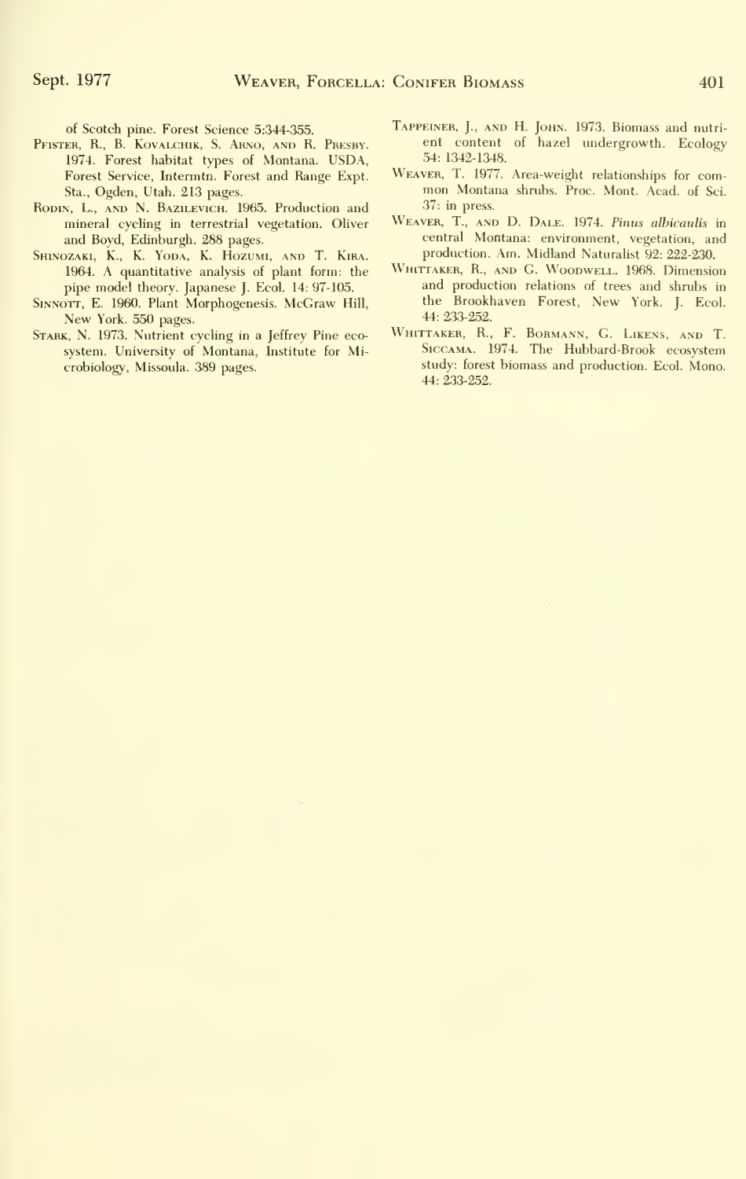of Scotch pine. Forest Science 5:344-355.

Pfister, R., B. Kovalchik, S. Arno, and R. Presby. 1974. Forest habitat types of Montana. USDA, Forest Service, Intermtn. Forest and Range Expt. Sta., Ogden, Utah. 213 pages.

Rodin, L., and N. Bazilevich. 1965. Production and mineral cycling in terrestrial vegetation. Oliver and Boyd, Edinburgh. 288 pages.

Shinozaki, K., K. Yoda, K. Hozumi, and T. Kira. 1964. A quantitative analysis of plant form: the pipe model theory. Japanese J. Ecol. 14: 97-105.

Sinnott, E. 1960. Plant Morphogenesis. McGraw Hill, New York. 550 pages.

Stark, N. 1973. Nutrient cycling in a Jeffrey Pine ecosystem. University of Montana, Institute for Microbiology, Missoula. 389 pages.

Tappeiner, J., and H. John. 1973. Biomass and nutrient content of hazel undergrowth. Ecology 54: 1342-1348.

Weaver, T. 1977. Area-weight relationships for common Montana shrubs. Proc. Mont. Acad. of Sci. 37: in press.

Weaver, T., and D. Dale. 1974. *Pinus albicaulis* in central Montana: environment, vegetation, and production. Am. Midland Naturalist 92: 222-230.

Whittaker, R., and G. Woodwell. 1968. Dimension and production relations of trees and shrubs in the Brookhaven Forest, New York. J. Ecol. 44: 233-252.

Whittaker, R., F. Bormann, G. Likens, and T. Siccama. 1974. The Hubbard-Brook ecosystem study: forest biomass and production. Ecol. Mono. 44: 233-252.